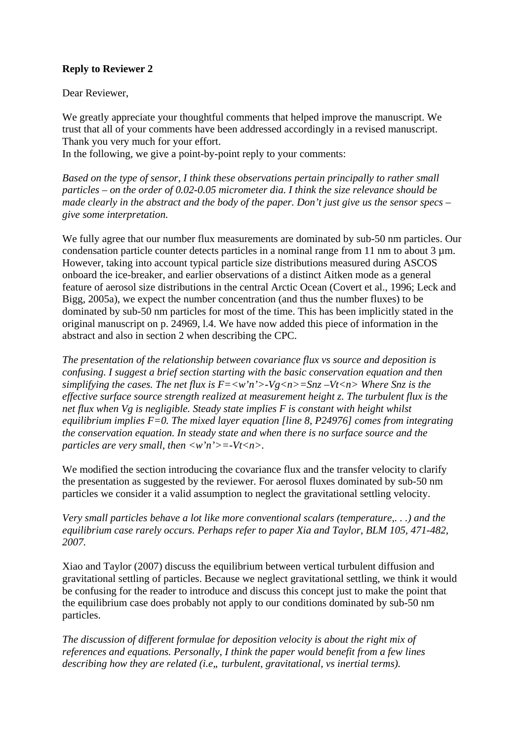**Reply to Reviewer 2**

Dear Reviewer,

We greatly appreciate your thoughtful comments that helped improve the manuscript. We trust that all of your comments have been addressed accordingly in a revised manuscript. Thank you very much for your effort.
In the following, we give a point-by-point reply to your comments:

*Based on the type of sensor, I think these observations pertain principally to rather small particles – on the order of 0.02-0.05 micrometer dia. I think the size relevance should be made clearly in the abstract and the body of the paper. Don't just give us the sensor specs – give some interpretation.*

We fully agree that our number flux measurements are dominated by sub-50 nm particles. Our condensation particle counter detects particles in a nominal range from 11 nm to about 3 µm. However, taking into account typical particle size distributions measured during ASCOS onboard the ice-breaker, and earlier observations of a distinct Aitken mode as a general feature of aerosol size distributions in the central Arctic Ocean (Covert et al., 1996; Leck and Bigg, 2005a), we expect the number concentration (and thus the number fluxes) to be dominated by sub-50 nm particles for most of the time. This has been implicitly stated in the original manuscript on p. 24969, l.4. We have now added this piece of information in the abstract and also in section 2 when describing the CPC.

*The presentation of the relationship between covariance flux vs source and deposition is confusing. I suggest a brief section starting with the basic conservation equation and then simplifying the cases. The net flux is F=<w'n'>-Vg<n>=Snz –Vt<n> Where Snz is the effective surface source strength realized at measurement height z. The turbulent flux is the net flux when Vg is negligible. Steady state implies F is constant with height whilst equilibrium implies F=0. The mixed layer equation [line 8, P24976] comes from integrating the conservation equation. In steady state and when there is no surface source and the particles are very small, then <w'n'>=-Vt<n>.*

We modified the section introducing the covariance flux and the transfer velocity to clarify the presentation as suggested by the reviewer. For aerosol fluxes dominated by sub-50 nm particles we consider it a valid assumption to neglect the gravitational settling velocity.

*Very small particles behave a lot like more conventional scalars (temperature,. . .) and the equilibrium case rarely occurs. Perhaps refer to paper Xia and Taylor, BLM 105, 471-482, 2007.*

Xiao and Taylor (2007) discuss the equilibrium between vertical turbulent diffusion and gravitational settling of particles. Because we neglect gravitational settling, we think it would be confusing for the reader to introduce and discuss this concept just to make the point that the equilibrium case does probably not apply to our conditions dominated by sub-50 nm particles.

*The discussion of different formulae for deposition velocity is about the right mix of references and equations. Personally, I think the paper would benefit from a few lines describing how they are related (i.e„ turbulent, gravitational, vs inertial terms).*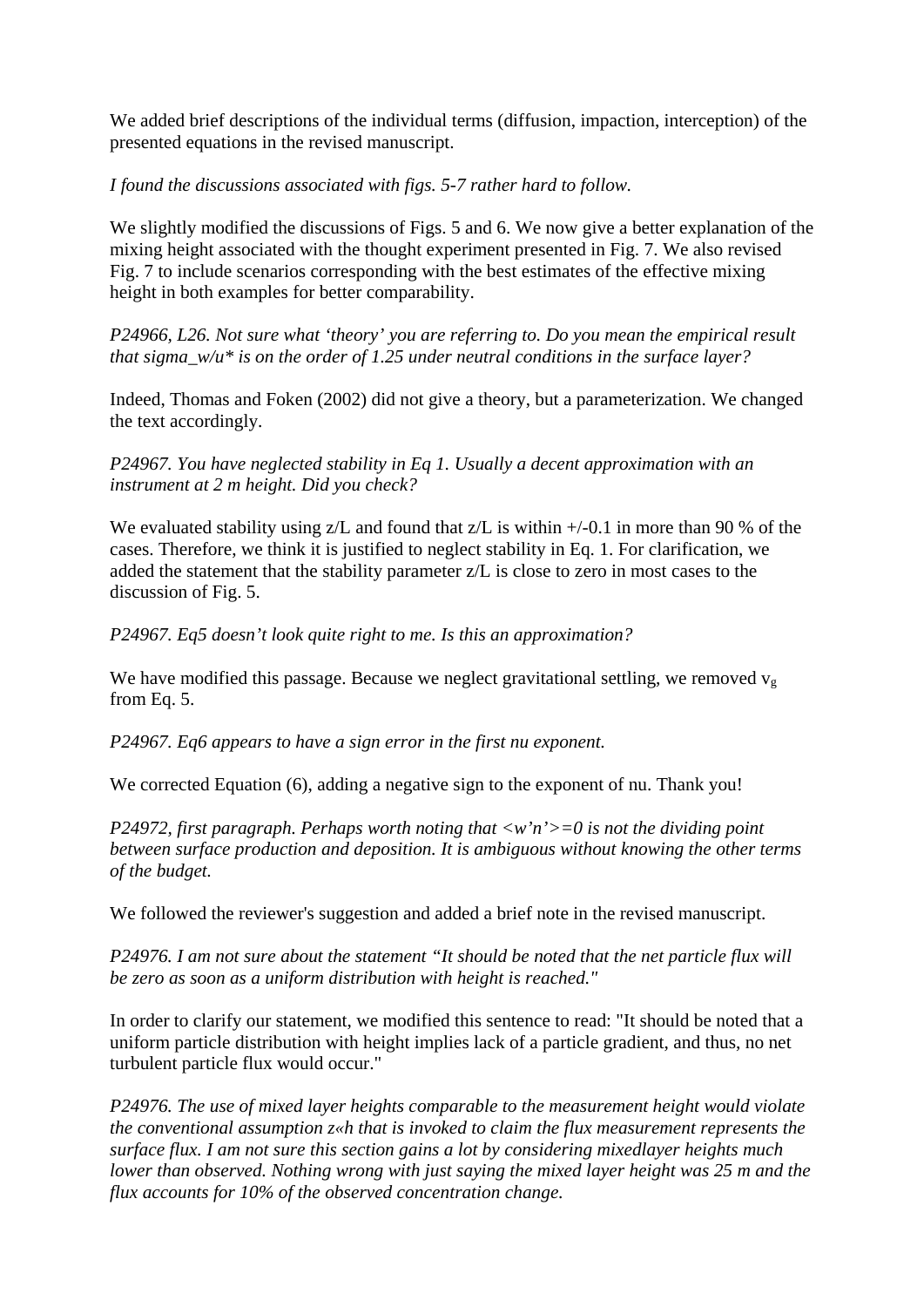We added brief descriptions of the individual terms (diffusion, impaction, interception) of the presented equations in the revised manuscript.

*I found the discussions associated with figs. 5-7 rather hard to follow.*

We slightly modified the discussions of Figs. 5 and 6. We now give a better explanation of the mixing height associated with the thought experiment presented in Fig. 7. We also revised Fig. 7 to include scenarios corresponding with the best estimates of the effective mixing height in both examples for better comparability.

*P24966, L26. Not sure what 'theory' you are referring to. Do you mean the empirical result that sigma_w/u* is on the order of 1.25 under neutral conditions in the surface layer?*

Indeed, Thomas and Foken (2002) did not give a theory, but a parameterization. We changed the text accordingly.

*P24967. You have neglected stability in Eq 1. Usually a decent approximation with an instrument at 2 m height. Did you check?*

We evaluated stability using z/L and found that z/L is within +/-0.1 in more than 90 % of the cases. Therefore, we think it is justified to neglect stability in Eq. 1. For clarification, we added the statement that the stability parameter z/L is close to zero in most cases to the discussion of Fig. 5.

*P24967. Eq5 doesn't look quite right to me. Is this an approximation?*

We have modified this passage. Because we neglect gravitational settling, we removed $v_g$ from Eq. 5.

*P24967. Eq6 appears to have a sign error in the first nu exponent.*

We corrected Equation (6), adding a negative sign to the exponent of nu. Thank you!

*P24972, first paragraph. Perhaps worth noting that <w'n'>=0 is not the dividing point between surface production and deposition. It is ambiguous without knowing the other terms of the budget.*

We followed the reviewer's suggestion and added a brief note in the revised manuscript.

*P24976. I am not sure about the statement "It should be noted that the net particle flux will be zero as soon as a uniform distribution with height is reached."*

In order to clarify our statement, we modified this sentence to read: "It should be noted that a uniform particle distribution with height implies lack of a particle gradient, and thus, no net turbulent particle flux would occur."

*P24976. The use of mixed layer heights comparable to the measurement height would violate the conventional assumption z«h that is invoked to claim the flux measurement represents the surface flux. I am not sure this section gains a lot by considering mixedlayer heights much lower than observed. Nothing wrong with just saying the mixed layer height was 25 m and the flux accounts for 10% of the observed concentration change.*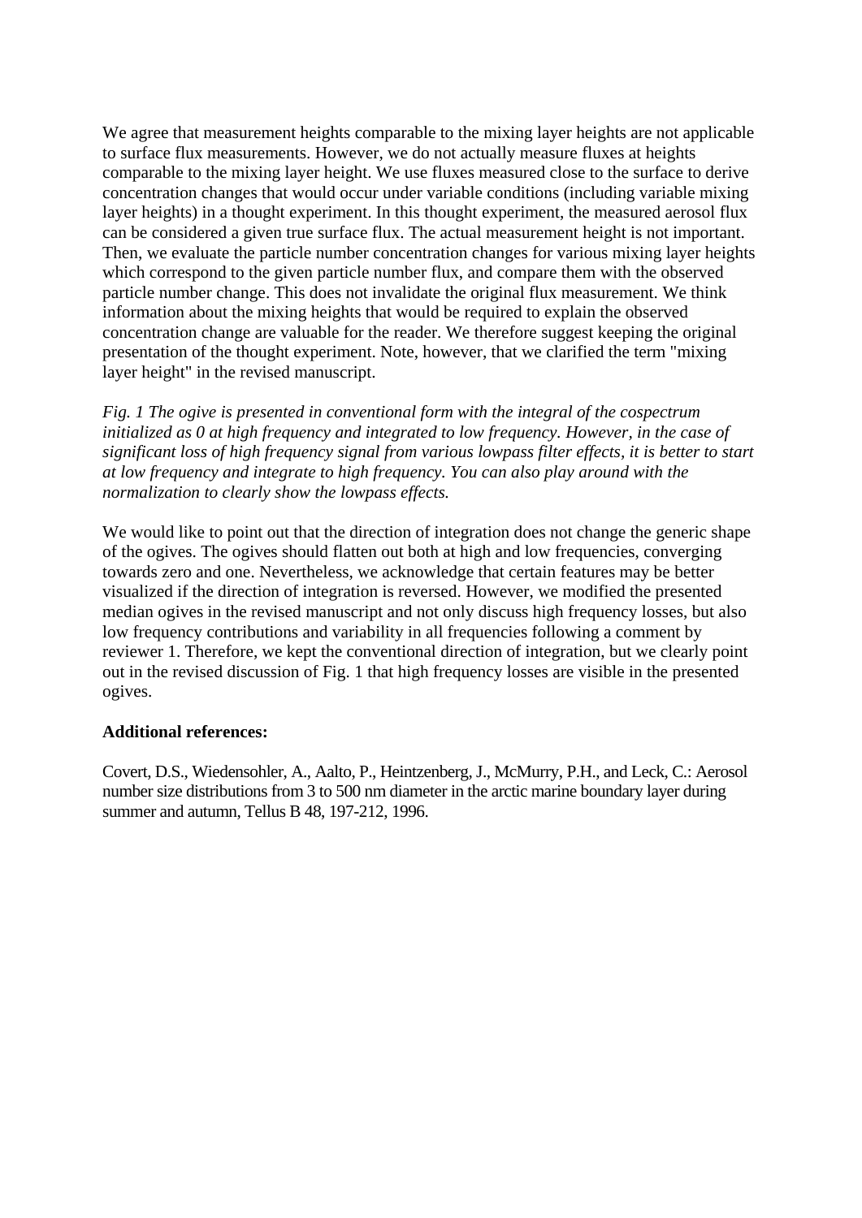We agree that measurement heights comparable to the mixing layer heights are not applicable to surface flux measurements. However, we do not actually measure fluxes at heights comparable to the mixing layer height. We use fluxes measured close to the surface to derive concentration changes that would occur under variable conditions (including variable mixing layer heights) in a thought experiment. In this thought experiment, the measured aerosol flux can be considered a given true surface flux. The actual measurement height is not important. Then, we evaluate the particle number concentration changes for various mixing layer heights which correspond to the given particle number flux, and compare them with the observed particle number change. This does not invalidate the original flux measurement. We think information about the mixing heights that would be required to explain the observed concentration change are valuable for the reader. We therefore suggest keeping the original presentation of the thought experiment. Note, however, that we clarified the term "mixing layer height" in the revised manuscript.

*Fig. 1 The ogive is presented in conventional form with the integral of the cospectrum initialized as 0 at high frequency and integrated to low frequency. However, in the case of significant loss of high frequency signal from various lowpass filter effects, it is better to start at low frequency and integrate to high frequency. You can also play around with the normalization to clearly show the lowpass effects.*

We would like to point out that the direction of integration does not change the generic shape of the ogives. The ogives should flatten out both at high and low frequencies, converging towards zero and one. Nevertheless, we acknowledge that certain features may be better visualized if the direction of integration is reversed. However, we modified the presented median ogives in the revised manuscript and not only discuss high frequency losses, but also low frequency contributions and variability in all frequencies following a comment by reviewer 1. Therefore, we kept the conventional direction of integration, but we clearly point out in the revised discussion of Fig. 1 that high frequency losses are visible in the presented ogives.

**Additional references:**

Covert, D.S., Wiedensohler, A., Aalto, P., Heintzenberg, J., McMurry, P.H., and Leck, C.: Aerosol number size distributions from 3 to 500 nm diameter in the arctic marine boundary layer during summer and autumn, Tellus B 48, 197-212, 1996.